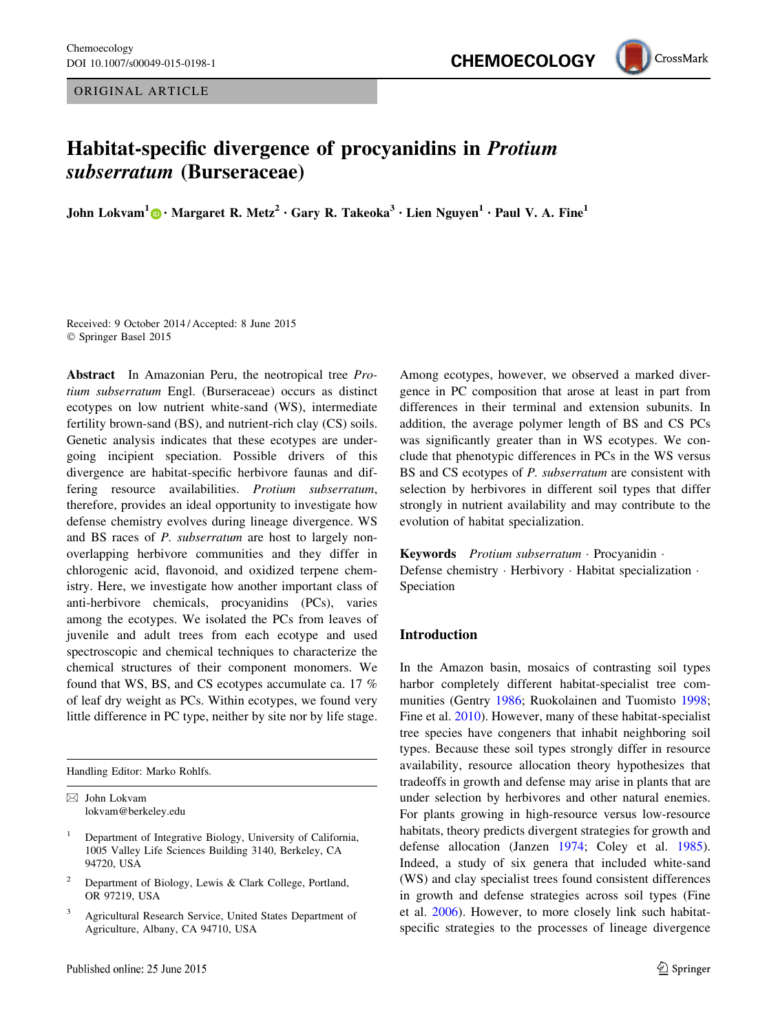ORIGINAL ARTICLE

# Habitat-specific divergence of procyanidins in *Protium subserratum* (Burseraceae)

**John Lokvam**[1] · **Margaret R. Metz**[2] · **Gary R. Takeoka**[3] · **Lien Nguyen**[1] · **Paul V. A. Fine**[1]

Received: 9 October 2014 / Accepted: 8 June 2015
© Springer Basel 2015

**Abstract** In Amazonian Peru, the neotropical tree *Protium subserratum* Engl. (Burseraceae) occurs as distinct ecotypes on low nutrient white-sand (WS), intermediate fertility brown-sand (BS), and nutrient-rich clay (CS) soils. Genetic analysis indicates that these ecotypes are undergoing incipient speciation. Possible drivers of this divergence are habitat-specific herbivore faunas and differing resource availabilities. *Protium subserratum*, therefore, provides an ideal opportunity to investigate how defense chemistry evolves during lineage divergence. WS and BS races of *P. subserratum* are host to largely non-overlapping herbivore communities and they differ in chlorogenic acid, flavonoid, and oxidized terpene chemistry. Here, we investigate how another important class of anti-herbivore chemicals, procyanidins (PCs), varies among the ecotypes. We isolated the PCs from leaves of juvenile and adult trees from each ecotype and used spectroscopic and chemical techniques to characterize the chemical structures of their component monomers. We found that WS, BS, and CS ecotypes accumulate ca. 17 % of leaf dry weight as PCs. Within ecotypes, we found very little difference in PC type, neither by site nor by life stage. Among ecotypes, however, we observed a marked divergence in PC composition that arose at least in part from differences in their terminal and extension subunits. In addition, the average polymer length of BS and CS PCs was significantly greater than in WS ecotypes. We conclude that phenotypic differences in PCs in the WS versus BS and CS ecotypes of *P. subserratum* are consistent with selection by herbivores in different soil types that differ strongly in nutrient availability and may contribute to the evolution of habitat specialization.

**Keywords** *Protium subserratum* · Procyanidin · Defense chemistry · Herbivory · Habitat specialization · Speciation

Handling Editor: Marko Rohlfs.

✉ John Lokvam
lokvam@berkeley.edu

[1] Department of Integrative Biology, University of California, 1005 Valley Life Sciences Building 3140, Berkeley, CA 94720, USA

[2] Department of Biology, Lewis & Clark College, Portland, OR 97219, USA

[3] Agricultural Research Service, United States Department of Agriculture, Albany, CA 94710, USA

Published online: 25 June 2015

## Introduction

In the Amazon basin, mosaics of contrasting soil types harbor completely different habitat-specialist tree communities (Gentry 1986; Ruokolainen and Tuomisto 1998; Fine et al. 2010). However, many of these habitat-specialist tree species have congeners that inhabit neighboring soil types. Because these soil types strongly differ in resource availability, resource allocation theory hypothesizes that tradeoffs in growth and defense may arise in plants that are under selection by herbivores and other natural enemies. For plants growing in high-resource versus low-resource habitats, theory predicts divergent strategies for growth and defense allocation (Janzen 1974; Coley et al. 1985). Indeed, a study of six genera that included white-sand (WS) and clay specialist trees found consistent differences in growth and defense strategies across soil types (Fine et al. 2006). However, to more closely link such habitat-specific strategies to the processes of lineage divergence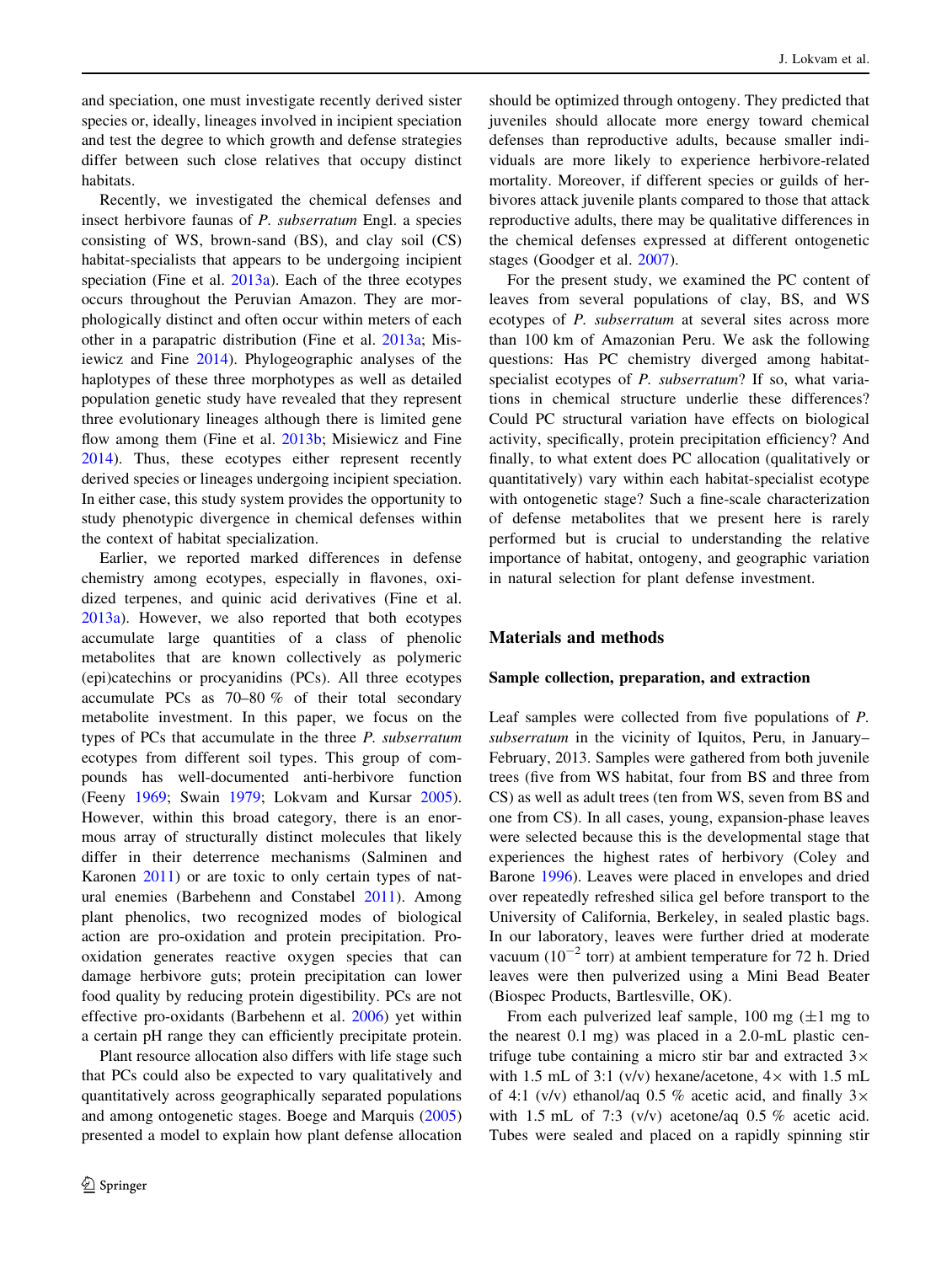and speciation, one must investigate recently derived sister species or, ideally, lineages involved in incipient speciation and test the degree to which growth and defense strategies differ between such close relatives that occupy distinct habitats.

Recently, we investigated the chemical defenses and insect herbivore faunas of *P. subserratum* Engl. a species consisting of WS, brown-sand (BS), and clay soil (CS) habitat-specialists that appears to be undergoing incipient speciation (Fine et al. 2013a). Each of the three ecotypes occurs throughout the Peruvian Amazon. They are morphologically distinct and often occur within meters of each other in a parapatric distribution (Fine et al. 2013a; Misiewicz and Fine 2014). Phylogeographic analyses of the haplotypes of these three morphotypes as well as detailed population genetic study have revealed that they represent three evolutionary lineages although there is limited gene flow among them (Fine et al. 2013b; Misiewicz and Fine 2014). Thus, these ecotypes either represent recently derived species or lineages undergoing incipient speciation. In either case, this study system provides the opportunity to study phenotypic divergence in chemical defenses within the context of habitat specialization.

Earlier, we reported marked differences in defense chemistry among ecotypes, especially in flavones, oxidized terpenes, and quinic acid derivatives (Fine et al. 2013a). However, we also reported that both ecotypes accumulate large quantities of a class of phenolic metabolites that are known collectively as polymeric (epi)catechins or procyanidins (PCs). All three ecotypes accumulate PCs as 70–80 % of their total secondary metabolite investment. In this paper, we focus on the types of PCs that accumulate in the three *P. subserratum* ecotypes from different soil types. This group of compounds has well-documented anti-herbivore function (Feeny 1969; Swain 1979; Lokvam and Kursar 2005). However, within this broad category, there is an enormous array of structurally distinct molecules that likely differ in their deterrence mechanisms (Salminen and Karonen 2011) or are toxic to only certain types of natural enemies (Barbehenn and Constabel 2011). Among plant phenolics, two recognized modes of biological action are pro-oxidation and protein precipitation. Pro-oxidation generates reactive oxygen species that can damage herbivore guts; protein precipitation can lower food quality by reducing protein digestibility. PCs are not effective pro-oxidants (Barbehenn et al. 2006) yet within a certain pH range they can efficiently precipitate protein.

Plant resource allocation also differs with life stage such that PCs could also be expected to vary qualitatively and quantitatively across geographically separated populations and among ontogenetic stages. Boege and Marquis (2005) presented a model to explain how plant defense allocation should be optimized through ontogeny. They predicted that juveniles should allocate more energy toward chemical defenses than reproductive adults, because smaller individuals are more likely to experience herbivore-related mortality. Moreover, if different species or guilds of herbivores attack juvenile plants compared to those that attack reproductive adults, there may be qualitative differences in the chemical defenses expressed at different ontogenetic stages (Goodger et al. 2007).

For the present study, we examined the PC content of leaves from several populations of clay, BS, and WS ecotypes of *P. subserratum* at several sites across more than 100 km of Amazonian Peru. We ask the following questions: Has PC chemistry diverged among habitat-specialist ecotypes of *P. subserratum*? If so, what variations in chemical structure underlie these differences? Could PC structural variation have effects on biological activity, specifically, protein precipitation efficiency? And finally, to what extent does PC allocation (qualitatively or quantitatively) vary within each habitat-specialist ecotype with ontogenetic stage? Such a fine-scale characterization of defense metabolites that we present here is rarely performed but is crucial to understanding the relative importance of habitat, ontogeny, and geographic variation in natural selection for plant defense investment.

## Materials and methods

### Sample collection, preparation, and extraction

Leaf samples were collected from five populations of *P. subserratum* in the vicinity of Iquitos, Peru, in January–February, 2013. Samples were gathered from both juvenile trees (five from WS habitat, four from BS and three from CS) as well as adult trees (ten from WS, seven from BS and one from CS). In all cases, young, expansion-phase leaves were selected because this is the developmental stage that experiences the highest rates of herbivory (Coley and Barone 1996). Leaves were placed in envelopes and dried over repeatedly refreshed silica gel before transport to the University of California, Berkeley, in sealed plastic bags. In our laboratory, leaves were further dried at moderate vacuum ($10^{-2}$ torr) at ambient temperature for 72 h. Dried leaves were then pulverized using a Mini Bead Beater (Biospec Products, Bartlesville, OK).

From each pulverized leaf sample, 100 mg (±1 mg to the nearest 0.1 mg) was placed in a 2.0-mL plastic centrifuge tube containing a micro stir bar and extracted 3× with 1.5 mL of 3:1 (v/v) hexane/acetone, 4× with 1.5 mL of 4:1 (v/v) ethanol/aq 0.5 % acetic acid, and finally 3× with 1.5 mL of 7:3 (v/v) acetone/aq 0.5 % acetic acid. Tubes were sealed and placed on a rapidly spinning stir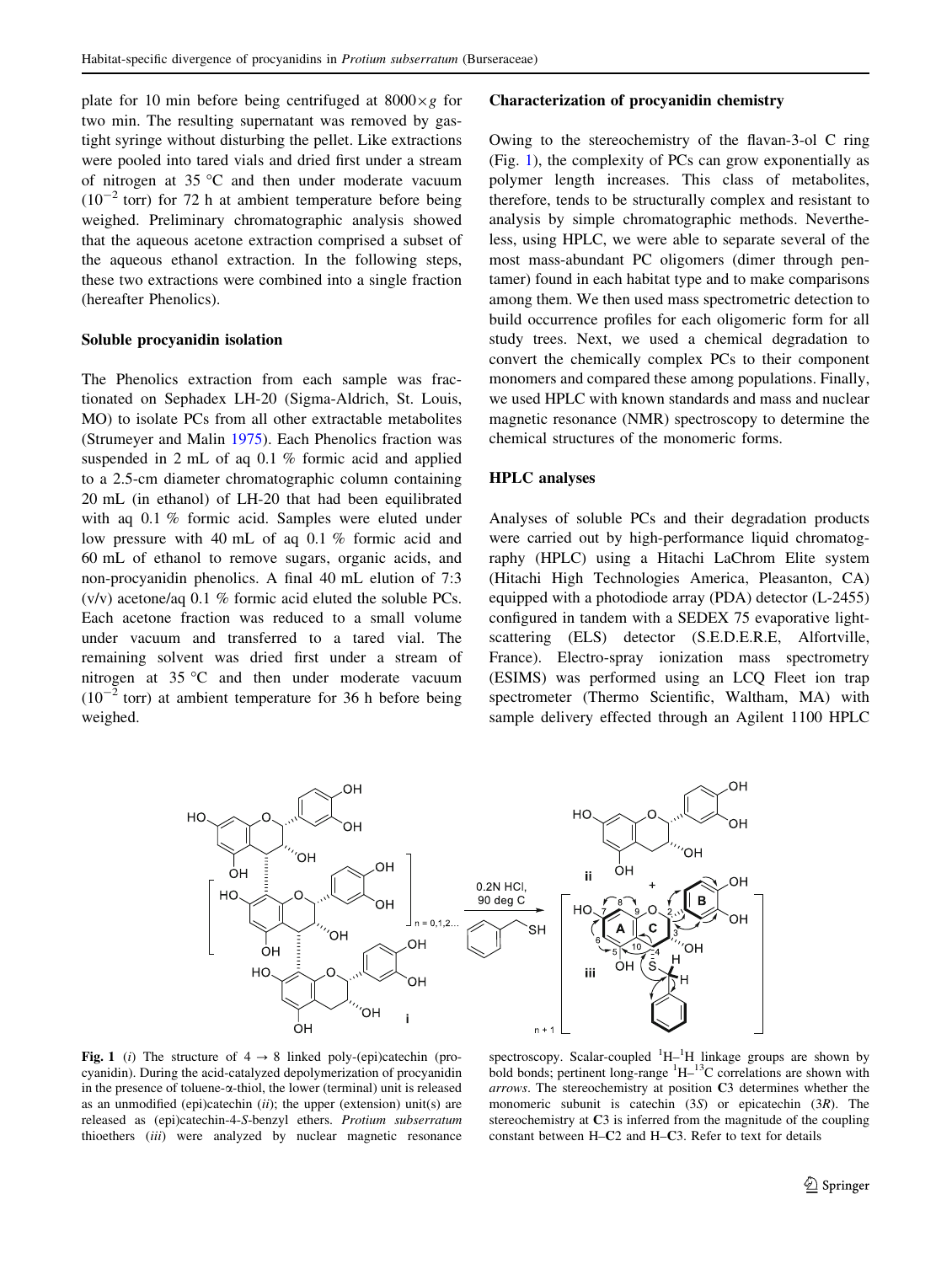plate for 10 min before being centrifuged at 8000×*g* for two min. The resulting supernatant was removed by gas-tight syringe without disturbing the pellet. Like extractions were pooled into tared vials and dried first under a stream of nitrogen at 35 °C and then under moderate vacuum ($10^{-2}$ torr) for 72 h at ambient temperature before being weighed. Preliminary chromatographic analysis showed that the aqueous acetone extraction comprised a subset of the aqueous ethanol extraction. In the following steps, these two extractions were combined into a single fraction (hereafter Phenolics).

### Soluble procyanidin isolation

The Phenolics extraction from each sample was fractionated on Sephadex LH-20 (Sigma-Aldrich, St. Louis, MO) to isolate PCs from all other extractable metabolites (Strumeyer and Malin 1975). Each Phenolics fraction was suspended in 2 mL of aq 0.1 % formic acid and applied to a 2.5-cm diameter chromatographic column containing 20 mL (in ethanol) of LH-20 that had been equilibrated with aq 0.1 % formic acid. Samples were eluted under low pressure with 40 mL of aq 0.1 % formic acid and 60 mL of ethanol to remove sugars, organic acids, and non-procyanidin phenolics. A final 40 mL elution of 7:3 (v/v) acetone/aq 0.1 % formic acid eluted the soluble PCs. Each acetone fraction was reduced to a small volume under vacuum and transferred to a tared vial. The remaining solvent was dried first under a stream of nitrogen at 35 °C and then under moderate vacuum ($10^{-2}$ torr) at ambient temperature for 36 h before being weighed.

### Characterization of procyanidin chemistry

Owing to the stereochemistry of the flavan-3-ol C ring (Fig. 1), the complexity of PCs can grow exponentially as polymer length increases. This class of metabolites, therefore, tends to be structurally complex and resistant to analysis by simple chromatographic methods. Nevertheless, using HPLC, we were able to separate several of the most mass-abundant PC oligomers (dimer through pentamer) found in each habitat type and to make comparisons among them. We then used mass spectrometric detection to build occurrence profiles for each oligomeric form for all study trees. Next, we used a chemical degradation to convert the chemically complex PCs to their component monomers and compared these among populations. Finally, we used HPLC with known standards and mass and nuclear magnetic resonance (NMR) spectroscopy to determine the chemical structures of the monomeric forms.

### HPLC analyses

Analyses of soluble PCs and their degradation products were carried out by high-performance liquid chromatography (HPLC) using a Hitachi LaChrom Elite system (Hitachi High Technologies America, Pleasanton, CA) equipped with a photodiode array (PDA) detector (L-2455) configured in tandem with a SEDEX 75 evaporative light-scattering (ELS) detector (S.E.D.E.R.E, Alfortville, France). Electro-spray ionization mass spectrometry (ESIMS) was performed using an LCQ Fleet ion trap spectrometer (Thermo Scientific, Waltham, MA) with sample delivery effected through an Agilent 1100 HPLC

**Fig. 1** (*i*) The structure of 4 → 8 linked poly-(epi)catechin (procyanidin). During the acid-catalyzed depolymerization of procyanidin in the presence of toluene-α-thiol, the lower (terminal) unit is released as an unmodified (epi)catechin (*ii*); the upper (extension) unit(s) are released as (epi)catechin-4-*S*-benzyl ethers. *Protium subserratum* thioethers (*iii*) were analyzed by nuclear magnetic resonance spectroscopy. Scalar-coupled $^1$H–$^1$H linkage groups are shown by bold bonds; pertinent long-range $^1$H–$^{13}$C correlations are shown with *arrows*. The stereochemistry at position **C**3 determines whether the monomeric subunit is catechin (3*S*) or epicatechin (3*R*). The stereochemistry at **C**3 is inferred from the magnitude of the coupling constant between H–**C**2 and H–**C**3. Refer to text for details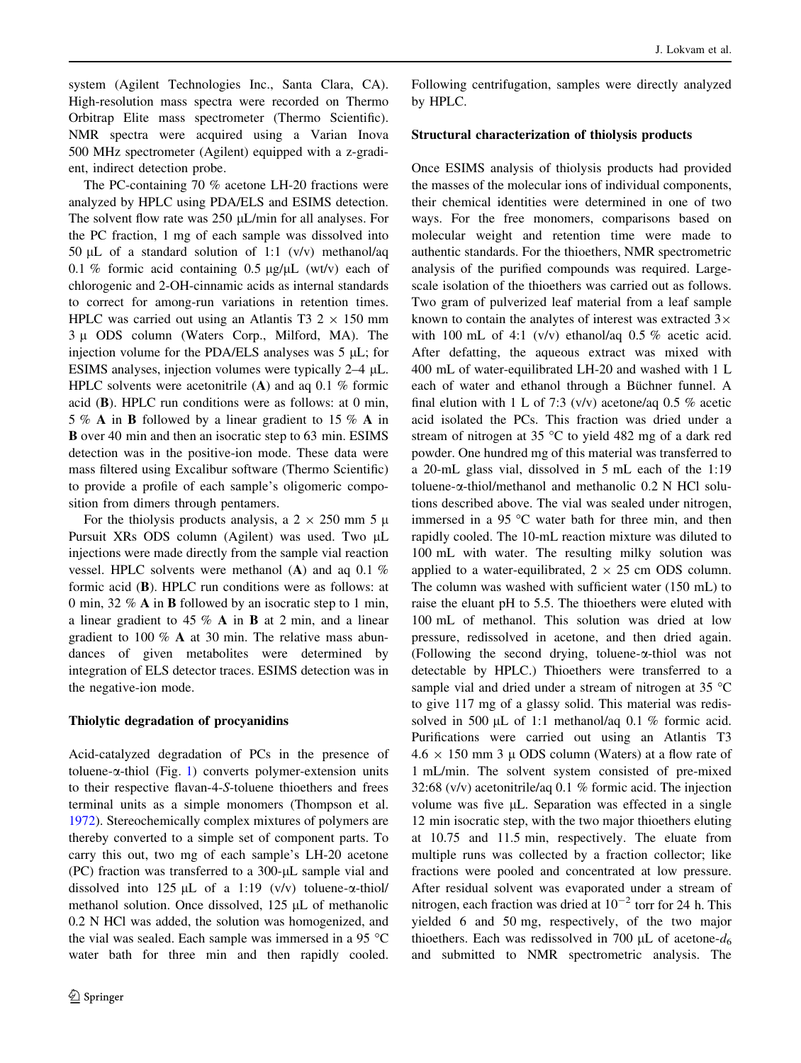system (Agilent Technologies Inc., Santa Clara, CA). High-resolution mass spectra were recorded on Thermo Orbitrap Elite mass spectrometer (Thermo Scientific). NMR spectra were acquired using a Varian Inova 500 MHz spectrometer (Agilent) equipped with a z-gradient, indirect detection probe.

The PC-containing 70 % acetone LH-20 fractions were analyzed by HPLC using PDA/ELS and ESIMS detection. The solvent flow rate was 250 μL/min for all analyses. For the PC fraction, 1 mg of each sample was dissolved into 50 μL of a standard solution of 1:1 (v/v) methanol/aq 0.1 % formic acid containing 0.5 μg/μL (wt/v) each of chlorogenic and 2-OH-cinnamic acids as internal standards to correct for among-run variations in retention times. HPLC was carried out using an Atlantis T3 2 × 150 mm 3 μ ODS column (Waters Corp., Milford, MA). The injection volume for the PDA/ELS analyses was 5 μL; for ESIMS analyses, injection volumes were typically 2–4 μL. HPLC solvents were acetonitrile (**A**) and aq 0.1 % formic acid (**B**). HPLC run conditions were as follows: at 0 min, 5 % **A** in **B** followed by a linear gradient to 15 % **A** in **B** over 40 min and then an isocratic step to 63 min. ESIMS detection was in the positive-ion mode. These data were mass filtered using Excalibur software (Thermo Scientific) to provide a profile of each sample's oligomeric composition from dimers through pentamers.

For the thiolysis products analysis, a 2 × 250 mm 5 μ Pursuit XRs ODS column (Agilent) was used. Two μL injections were made directly from the sample vial reaction vessel. HPLC solvents were methanol (**A**) and aq 0.1 % formic acid (**B**). HPLC run conditions were as follows: at 0 min, 32 % **A** in **B** followed by an isocratic step to 1 min, a linear gradient to 45 % **A** in **B** at 2 min, and a linear gradient to 100 % **A** at 30 min. The relative mass abundances of given metabolites were determined by integration of ELS detector traces. ESIMS detection was in the negative-ion mode.

### Thiolytic degradation of procyanidins

Acid-catalyzed degradation of PCs in the presence of toluene-α-thiol (Fig. 1) converts polymer-extension units to their respective flavan-4-*S*-toluene thioethers and frees terminal units as a simple monomers (Thompson et al. 1972). Stereochemically complex mixtures of polymers are thereby converted to a simple set of component parts. To carry this out, two mg of each sample's LH-20 acetone (PC) fraction was transferred to a 300-μL sample vial and dissolved into 125 μL of a 1:19 (v/v) toluene-α-thiol/methanol solution. Once dissolved, 125 μL of methanolic 0.2 N HCl was added, the solution was homogenized, and the vial was sealed. Each sample was immersed in a 95 °C water bath for three min and then rapidly cooled. Following centrifugation, samples were directly analyzed by HPLC.

### Structural characterization of thiolysis products

Once ESIMS analysis of thiolysis products had provided the masses of the molecular ions of individual components, their chemical identities were determined in one of two ways. For the free monomers, comparisons based on molecular weight and retention time were made to authentic standards. For the thioethers, NMR spectrometric analysis of the purified compounds was required. Large-scale isolation of the thioethers was carried out as follows. Two gram of pulverized leaf material from a leaf sample known to contain the analytes of interest was extracted 3× with 100 mL of 4:1 (v/v) ethanol/aq 0.5 % acetic acid. After defatting, the aqueous extract was mixed with 400 mL of water-equilibrated LH-20 and washed with 1 L each of water and ethanol through a Büchner funnel. A final elution with 1 L of 7:3 (v/v) acetone/aq 0.5 % acetic acid isolated the PCs. This fraction was dried under a stream of nitrogen at 35 °C to yield 482 mg of a dark red powder. One hundred mg of this material was transferred to a 20-mL glass vial, dissolved in 5 mL each of the 1:19 toluene-α-thiol/methanol and methanolic 0.2 N HCl solutions described above. The vial was sealed under nitrogen, immersed in a 95 °C water bath for three min, and then rapidly cooled. The 10-mL reaction mixture was diluted to 100 mL with water. The resulting milky solution was applied to a water-equilibrated, 2 × 25 cm ODS column. The column was washed with sufficient water (150 mL) to raise the eluant pH to 5.5. The thioethers were eluted with 100 mL of methanol. This solution was dried at low pressure, redissolved in acetone, and then dried again. (Following the second drying, toluene-α-thiol was not detectable by HPLC.) Thioethers were transferred to a sample vial and dried under a stream of nitrogen at 35 °C to give 117 mg of a glassy solid. This material was redissolved in 500 μL of 1:1 methanol/aq 0.1 % formic acid. Purifications were carried out using an Atlantis T3 4.6 × 150 mm 3 μ ODS column (Waters) at a flow rate of 1 mL/min. The solvent system consisted of pre-mixed 32:68 (v/v) acetonitrile/aq 0.1 % formic acid. The injection volume was five μL. Separation was effected in a single 12 min isocratic step, with the two major thioethers eluting at 10.75 and 11.5 min, respectively. The eluate from multiple runs was collected by a fraction collector; like fractions were pooled and concentrated at low pressure. After residual solvent was evaporated under a stream of nitrogen, each fraction was dried at $10^{-2}$ torr for 24 h. This yielded 6 and 50 mg, respectively, of the two major thioethers. Each was redissolved in 700 μL of acetone-$d_6$ and submitted to NMR spectrometric analysis. The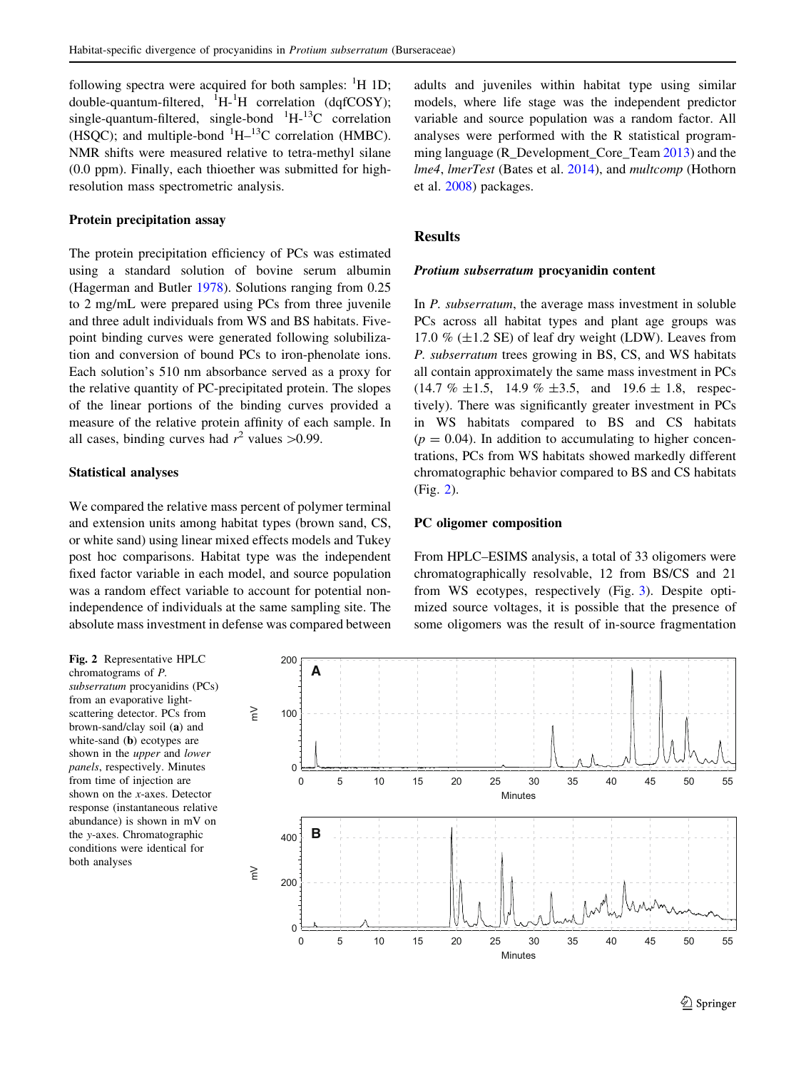following spectra were acquired for both samples: $^{1}$H 1D; double-quantum-filtered, $^{1}$H-$^{1}$H correlation (dqfCOSY); single-quantum-filtered, single-bond $^{1}$H-$^{13}$C correlation (HSQC); and multiple-bond $^{1}$H–$^{13}$C correlation (HMBC). NMR shifts were measured relative to tetra-methyl silane (0.0 ppm). Finally, each thioether was submitted for high-resolution mass spectrometric analysis.

### Protein precipitation assay

The protein precipitation efficiency of PCs was estimated using a standard solution of bovine serum albumin (Hagerman and Butler 1978). Solutions ranging from 0.25 to 2 mg/mL were prepared using PCs from three juvenile and three adult individuals from WS and BS habitats. Five-point binding curves were generated following solubilization and conversion of bound PCs to iron-phenolate ions. Each solution's 510 nm absorbance served as a proxy for the relative quantity of PC-precipitated protein. The slopes of the linear portions of the binding curves provided a measure of the relative protein affinity of each sample. In all cases, binding curves had $r^2$ values >0.99.

### Statistical analyses

We compared the relative mass percent of polymer terminal and extension units among habitat types (brown sand, CS, or white sand) using linear mixed effects models and Tukey post hoc comparisons. Habitat type was the independent fixed factor variable in each model, and source population was a random effect variable to account for potential non-independence of individuals at the same sampling site. The absolute mass investment in defense was compared between adults and juveniles within habitat type using similar models, where life stage was the independent predictor variable and source population was a random factor. All analyses were performed with the R statistical programming language (R_Development_Core_Team 2013) and the *lme4*, *lmerTest* (Bates et al. 2014), and *multcomp* (Hothorn et al. 2008) packages.

## Results

### *Protium subserratum* procyanidin content

In *P. subserratum*, the average mass investment in soluble PCs across all habitat types and plant age groups was 17.0 % (±1.2 SE) of leaf dry weight (LDW). Leaves from *P. subserratum* trees growing in BS, CS, and WS habitats all contain approximately the same mass investment in PCs (14.7 % ±1.5, 14.9 % ±3.5, and 19.6 ± 1.8, respectively). There was significantly greater investment in PCs in WS habitats compared to BS and CS habitats ($p = 0.04$). In addition to accumulating to higher concentrations, PCs from WS habitats showed markedly different chromatographic behavior compared to BS and CS habitats (Fig. 2).

### PC oligomer composition

From HPLC–ESIMS analysis, a total of 33 oligomers were chromatographically resolvable, 12 from BS/CS and 21 from WS ecotypes, respectively (Fig. 3). Despite optimized source voltages, it is possible that the presence of some oligomers was the result of in-source fragmentation

**Fig. 2** Representative HPLC chromatograms of *P. subserratum* procyanidins (PCs) from an evaporative light-scattering detector. PCs from brown-sand/clay soil (**a**) and white-sand (**b**) ecotypes are shown in the *upper* and *lower panels*, respectively. Minutes from time of injection are shown on the *x*-axes. Detector response (instantaneous relative abundance) is shown in mV on the *y*-axes. Chromatographic conditions were identical for both analyses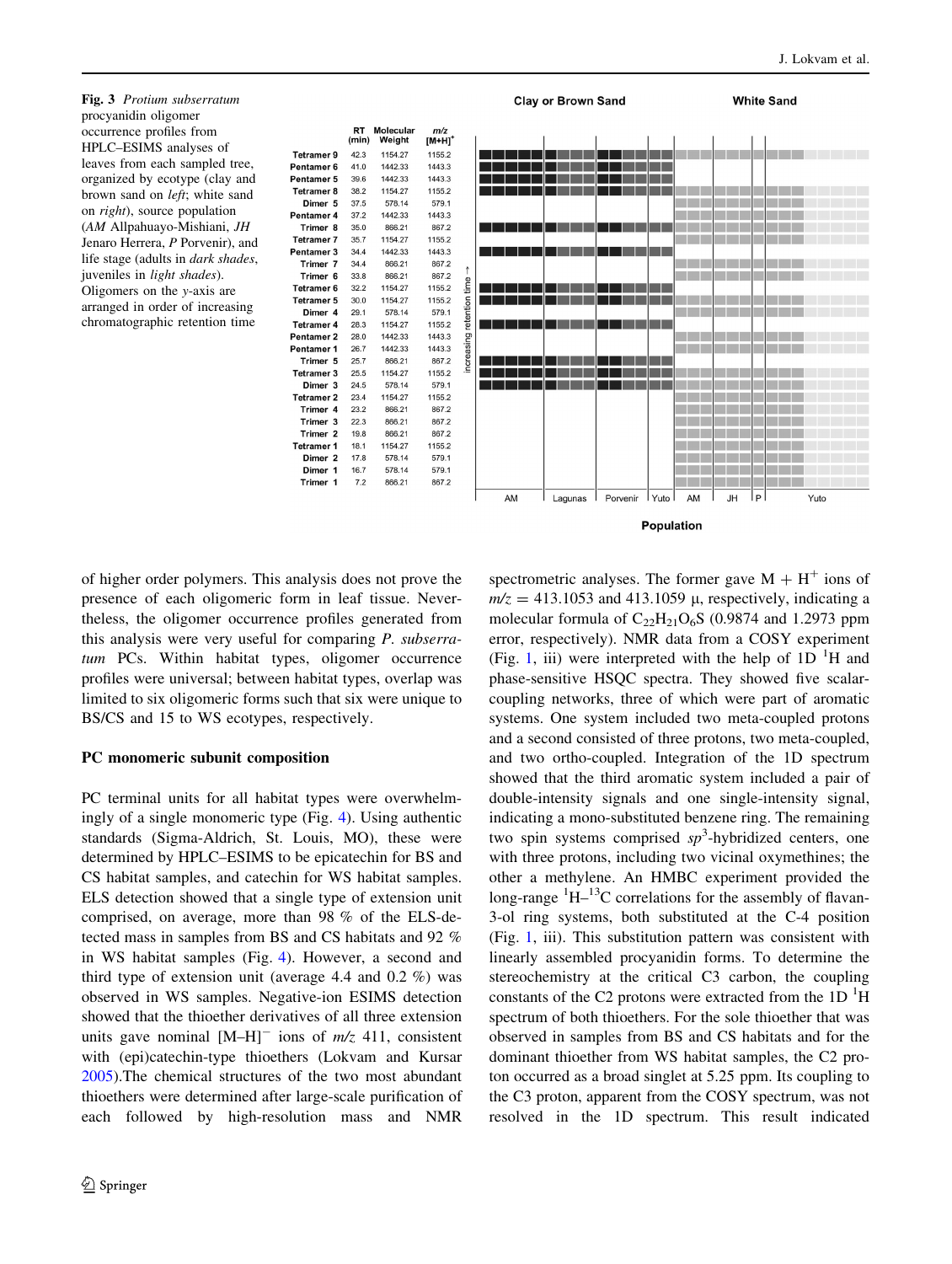| | RT (min) | Molecular Weight | m/z [M+H]+ |
|---|---|---|---|
| Tetramer 9 | 42.3 | 1154.27 | 1155.2 |
| Pentamer 6 | 41.0 | 1442.33 | 1443.3 |
| Pentamer 5 | 39.6 | 1442.33 | 1443.3 |
| Tetramer 8 | 38.2 | 1154.27 | 1155.2 |
| Dimer 5 | 37.5 | 578.14 | 579.1 |
| Pentamer 4 | 37.2 | 1442.33 | 1443.3 |
| Trimer 8 | 35.0 | 866.21 | 867.2 |
| Tetramer 7 | 35.7 | 1154.27 | 1155.2 |
| Pentamer 3 | 34.4 | 1442.33 | 1443.3 |
| Trimer 7 | 34.4 | 866.21 | 867.2 |
| Trimer 6 | 33.8 | 866.21 | 867.2 |
| Tetramer 6 | 32.2 | 1154.27 | 1155.2 |
| Tetramer 5 | 30.0 | 1154.27 | 1155.2 |
| Dimer 4 | 29.1 | 578.14 | 579.1 |
| Tetramer 4 | 28.3 | 1154.27 | 1155.2 |
| Pentamer 2 | 28.0 | 1442.33 | 1443.3 |
| Pentamer 1 | 26.7 | 1442.33 | 1443.3 |
| Trimer 5 | 25.7 | 866.21 | 867.2 |
| Tetramer 3 | 25.5 | 1154.27 | 1155.2 |
| Dimer 3 | 24.5 | 578.14 | 579.1 |
| Tetramer 2 | 23.4 | 1154.27 | 1155.2 |
| Trimer 4 | 23.2 | 866.21 | 867.2 |
| Trimer 3 | 22.3 | 866.21 | 867.2 |
| Trimer 2 | 19.8 | 866.21 | 867.2 |
| Tetramer 1 | 18.1 | 1154.27 | 1155.2 |
| Dimer 2 | 17.8 | 578.14 | 579.1 |
| Dimer 1 | 16.7 | 578.14 | 579.1 |
| Trimer 1 | 7.2 | 866.21 | 867.2 |

Clay or Brown Sand — White Sand

Population: AM, Lagunas, Porvenir, Yuto (Clay or Brown Sand); AM, JH, P, Yuto (White Sand)

**Fig. 3** *Protium subserratum* procyanidin oligomer occurrence profiles from HPLC–ESIMS analyses of leaves from each sampled tree, organized by ecotype (clay and brown sand on *left*; white sand on *right*), source population (*AM* Allpahuayo-Mishiani, *JH* Jenaro Herrera, *P* Porvenir), and life stage (adults in *dark shades*, juveniles in *light shades*). Oligomers on the *y*-axis are arranged in order of increasing chromatographic retention time

of higher order polymers. This analysis does not prove the presence of each oligomeric form in leaf tissue. Nevertheless, the oligomer occurrence profiles generated from this analysis were very useful for comparing *P. subserratum* PCs. Within habitat types, oligomer occurrence profiles were universal; between habitat types, overlap was limited to six oligomeric forms such that six were unique to BS/CS and 15 to WS ecotypes, respectively.

## PC monomeric subunit composition

PC terminal units for all habitat types were overwhelmingly of a single monomeric type (Fig. 4). Using authentic standards (Sigma-Aldrich, St. Louis, MO), these were determined by HPLC–ESIMS to be epicatechin for BS and CS habitat samples, and catechin for WS habitat samples. ELS detection showed that a single type of extension unit comprised, on average, more than 98 % of the ELS-detected mass in samples from BS and CS habitats and 92 % in WS habitat samples (Fig. 4). However, a second and third type of extension unit (average 4.4 and 0.2 %) was observed in WS samples. Negative-ion ESIMS detection showed that the thioether derivatives of all three extension units gave nominal $[M–H]^-$ ions of $m/z$ 411, consistent with (epi)catechin-type thioethers (Lokvam and Kursar 2005).The chemical structures of the two most abundant thioethers were determined after large-scale purification of each followed by high-resolution mass and NMR spectrometric analyses. The former gave $M + H^+$ ions of $m/z$ = 413.1053 and 413.1059 µ, respectively, indicating a molecular formula of $C_{22}H_{21}O_6S$ (0.9874 and 1.2973 ppm error, respectively). NMR data from a COSY experiment (Fig. 1, iii) were interpreted with the help of 1D $^1$H and phase-sensitive HSQC spectra. They showed five scalar-coupling networks, three of which were part of aromatic systems. One system included two meta-coupled protons and a second consisted of three protons, two meta-coupled, and two ortho-coupled. Integration of the 1D spectrum showed that the third aromatic system included a pair of double-intensity signals and one single-intensity signal, indicating a mono-substituted benzene ring. The remaining two spin systems comprised $sp^3$-hybridized centers, one with three protons, including two vicinal oxymethines; the other a methylene. An HMBC experiment provided the long-range $^1$H–$^{13}$C correlations for the assembly of flavan-3-ol ring systems, both substituted at the C-4 position (Fig. 1, iii). This substitution pattern was consistent with linearly assembled procyanidin forms. To determine the stereochemistry at the critical C3 carbon, the coupling constants of the C2 protons were extracted from the 1D $^1$H spectrum of both thioethers. For the sole thioether that was observed in samples from BS and CS habitats and for the dominant thioether from WS habitat samples, the C2 proton occurred as a broad singlet at 5.25 ppm. Its coupling to the C3 proton, apparent from the COSY spectrum, was not resolved in the 1D spectrum. This result indicated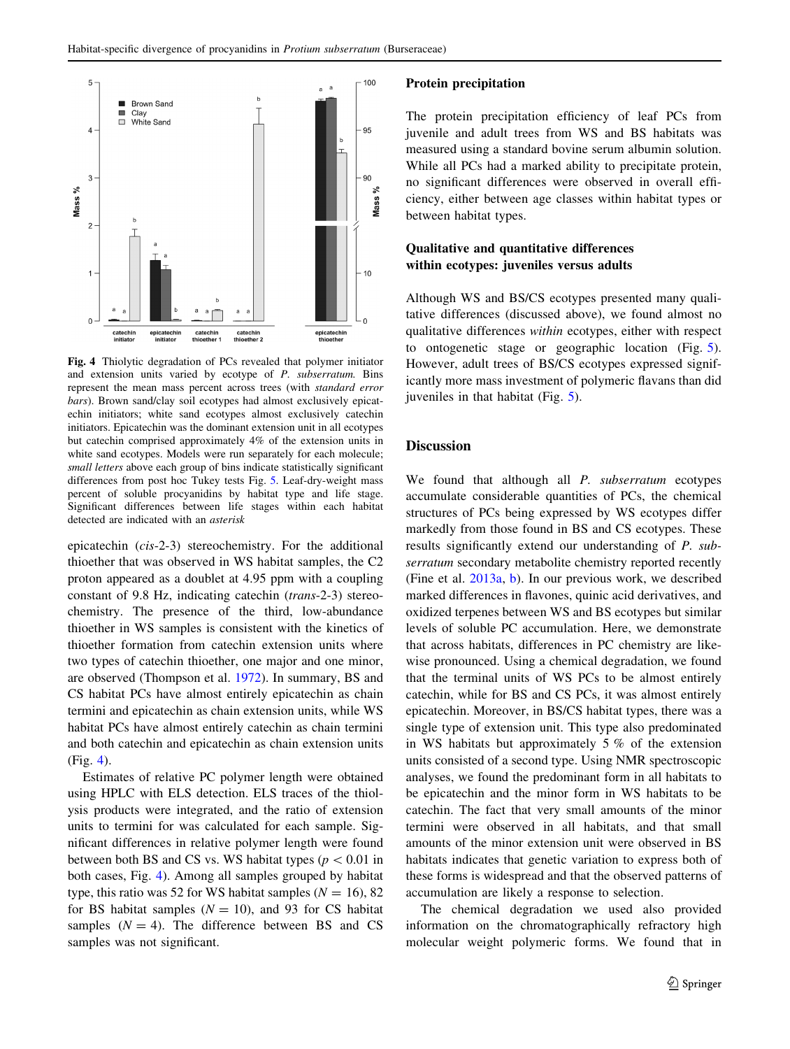5

4

3

2

1

0

Mass %

Brown Sand

Clay

White Sand

a a b a a b a a b a a b a a b

catechin initiator

epicatechin initiator

catechin thioether 1

catechin thioether 2

epicatechin thioether

100

95

90

10

0

Mass %

**Fig. 4** Thiolytic degradation of PCs revealed that polymer initiator and extension units varied by ecotype of *P. subserratum.* Bins represent the mean mass percent across trees (with *standard error bars*). Brown sand/clay soil ecotypes had almost exclusively epicatechin initiators; white sand ecotypes almost exclusively catechin initiators. Epicatechin was the dominant extension unit in all ecotypes but catechin comprised approximately 4% of the extension units in white sand ecotypes. Models were run separately for each molecule; *small letters* above each group of bins indicate statistically significant differences from post hoc Tukey tests Fig. 5. Leaf-dry-weight mass percent of soluble procyanidins by habitat type and life stage. Significant differences between life stages within each habitat detected are indicated with an *asterisk*

epicatechin (*cis*-2-3) stereochemistry. For the additional thioether that was observed in WS habitat samples, the C2 proton appeared as a doublet at 4.95 ppm with a coupling constant of 9.8 Hz, indicating catechin (*trans*-2-3) stereochemistry. The presence of the third, low-abundance thioether in WS samples is consistent with the kinetics of thioether formation from catechin extension units where two types of catechin thioether, one major and one minor, are observed (Thompson et al. 1972). In summary, BS and CS habitat PCs have almost entirely epicatechin as chain termini and epicatechin as chain extension units, while WS habitat PCs have almost entirely catechin as chain termini and both catechin and epicatechin as chain extension units (Fig. 4).

Estimates of relative PC polymer length were obtained using HPLC with ELS detection. ELS traces of the thiolysis products were integrated, and the ratio of extension units to termini for was calculated for each sample. Significant differences in relative polymer length were found between both BS and CS vs. WS habitat types ($p < 0.01$ in both cases, Fig. 4). Among all samples grouped by habitat type, this ratio was 52 for WS habitat samples ($N = 16$), 82 for BS habitat samples ($N = 10$), and 93 for CS habitat samples ($N = 4$). The difference between BS and CS samples was not significant.

### Protein precipitation

The protein precipitation efficiency of leaf PCs from juvenile and adult trees from WS and BS habitats was measured using a standard bovine serum albumin solution. While all PCs had a marked ability to precipitate protein, no significant differences were observed in overall efficiency, either between age classes within habitat types or between habitat types.

### Qualitative and quantitative differences within ecotypes: juveniles versus adults

Although WS and BS/CS ecotypes presented many qualitative differences (discussed above), we found almost no qualitative differences *within* ecotypes, either with respect to ontogenetic stage or geographic location (Fig. 5). However, adult trees of BS/CS ecotypes expressed significantly more mass investment of polymeric flavans than did juveniles in that habitat (Fig. 5).

## Discussion

We found that although all *P. subserratum* ecotypes accumulate considerable quantities of PCs, the chemical structures of PCs being expressed by WS ecotypes differ markedly from those found in BS and CS ecotypes. These results significantly extend our understanding of *P. subserratum* secondary metabolite chemistry reported recently (Fine et al. 2013a, b). In our previous work, we described marked differences in flavones, quinic acid derivatives, and oxidized terpenes between WS and BS ecotypes but similar levels of soluble PC accumulation. Here, we demonstrate that across habitats, differences in PC chemistry are likewise pronounced. Using a chemical degradation, we found that the terminal units of WS PCs to be almost entirely catechin, while for BS and CS PCs, it was almost entirely epicatechin. Moreover, in BS/CS habitat types, there was a single type of extension unit. This type also predominated in WS habitats but approximately 5 % of the extension units consisted of a second type. Using NMR spectroscopic analyses, we found the predominant form in all habitats to be epicatechin and the minor form in WS habitats to be catechin. The fact that very small amounts of the minor termini were observed in all habitats, and that small amounts of the minor extension unit were observed in BS habitats indicates that genetic variation to express both of these forms is widespread and that the observed patterns of accumulation are likely a response to selection.

The chemical degradation we used also provided information on the chromatographically refractory high molecular weight polymeric forms. We found that in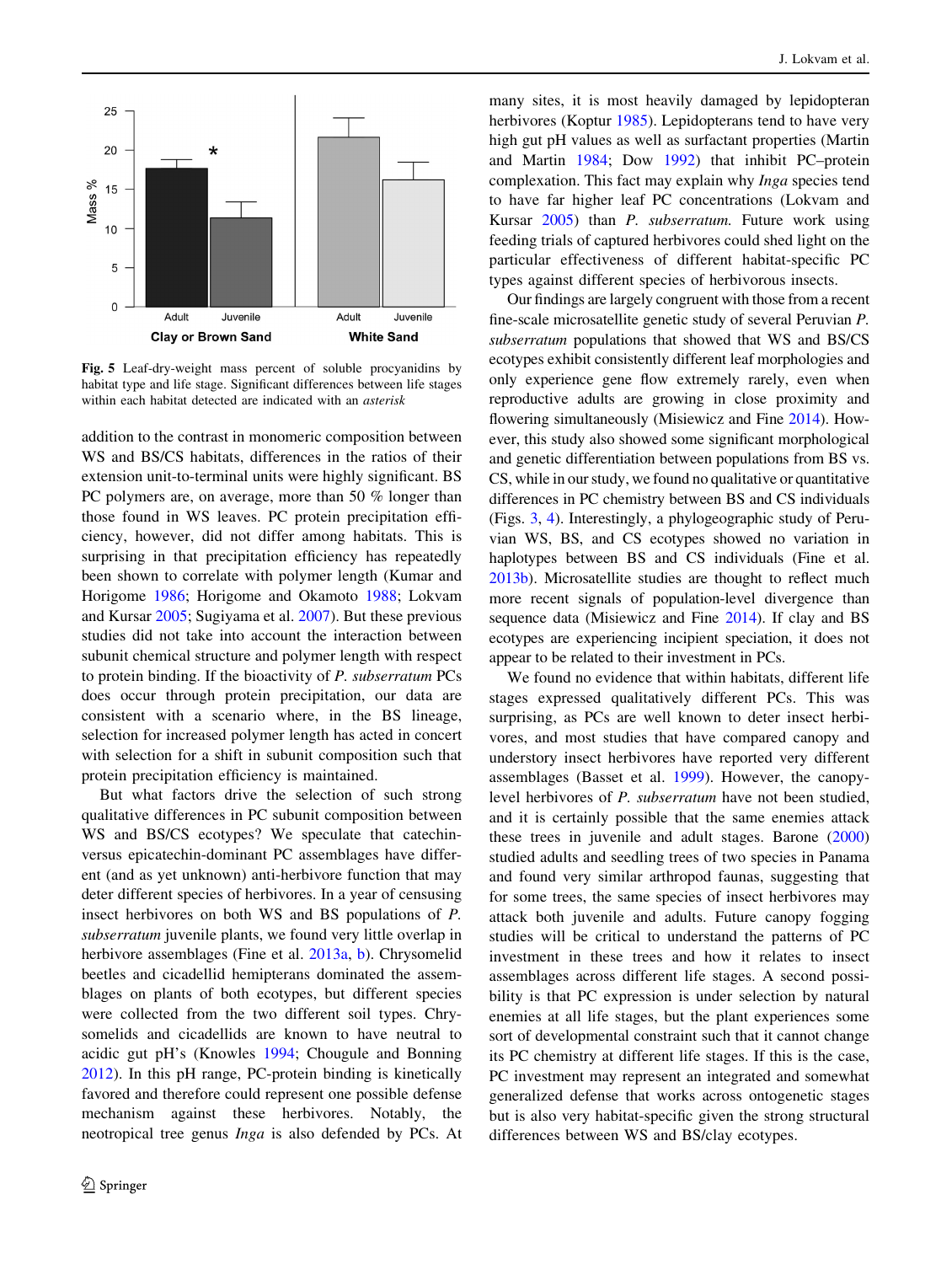**Fig. 5** Leaf-dry-weight mass percent of soluble procyanidins by habitat type and life stage. Significant differences between life stages within each habitat detected are indicated with an *asterisk*

addition to the contrast in monomeric composition between WS and BS/CS habitats, differences in the ratios of their extension unit-to-terminal units were highly significant. BS PC polymers are, on average, more than 50 % longer than those found in WS leaves. PC protein precipitation efficiency, however, did not differ among habitats. This is surprising in that precipitation efficiency has repeatedly been shown to correlate with polymer length (Kumar and Horigome 1986; Horigome and Okamoto 1988; Lokvam and Kursar 2005; Sugiyama et al. 2007). But these previous studies did not take into account the interaction between subunit chemical structure and polymer length with respect to protein binding. If the bioactivity of *P. subserratum* PCs does occur through protein precipitation, our data are consistent with a scenario where, in the BS lineage, selection for increased polymer length has acted in concert with selection for a shift in subunit composition such that protein precipitation efficiency is maintained.

But what factors drive the selection of such strong qualitative differences in PC subunit composition between WS and BS/CS ecotypes? We speculate that catechin- versus epicatechin-dominant PC assemblages have different (and as yet unknown) anti-herbivore function that may deter different species of herbivores. In a year of censusing insect herbivores on both WS and BS populations of *P. subserratum* juvenile plants, we found very little overlap in herbivore assemblages (Fine et al. 2013a, b). Chrysomelid beetles and cicadellid hemipterans dominated the assemblages on plants of both ecotypes, but different species were collected from the two different soil types. Chrysomelids and cicadellids are known to have neutral to acidic gut pH's (Knowles 1994; Chougule and Bonning 2012). In this pH range, PC-protein binding is kinetically favored and therefore could represent one possible defense mechanism against these herbivores. Notably, the neotropical tree genus *Inga* is also defended by PCs. At many sites, it is most heavily damaged by lepidopteran herbivores (Koptur 1985). Lepidopterans tend to have very high gut pH values as well as surfactant properties (Martin and Martin 1984; Dow 1992) that inhibit PC–protein complexation. This fact may explain why *Inga* species tend to have far higher leaf PC concentrations (Lokvam and Kursar 2005) than *P. subserratum.* Future work using feeding trials of captured herbivores could shed light on the particular effectiveness of different habitat-specific PC types against different species of herbivorous insects.

Our findings are largely congruent with those from a recent fine-scale microsatellite genetic study of several Peruvian *P. subserratum* populations that showed that WS and BS/CS ecotypes exhibit consistently different leaf morphologies and only experience gene flow extremely rarely, even when reproductive adults are growing in close proximity and flowering simultaneously (Misiewicz and Fine 2014). However, this study also showed some significant morphological and genetic differentiation between populations from BS vs. CS, while in our study, we found no qualitative or quantitative differences in PC chemistry between BS and CS individuals (Figs. 3, 4). Interestingly, a phylogeographic study of Peruvian WS, BS, and CS ecotypes showed no variation in haplotypes between BS and CS individuals (Fine et al. 2013b). Microsatellite studies are thought to reflect much more recent signals of population-level divergence than sequence data (Misiewicz and Fine 2014). If clay and BS ecotypes are experiencing incipient speciation, it does not appear to be related to their investment in PCs.

We found no evidence that within habitats, different life stages expressed qualitatively different PCs. This was surprising, as PCs are well known to deter insect herbivores, and most studies that have compared canopy and understory insect herbivores have reported very different assemblages (Basset et al. 1999). However, the canopy-level herbivores of *P. subserratum* have not been studied, and it is certainly possible that the same enemies attack these trees in juvenile and adult stages. Barone (2000) studied adults and seedling trees of two species in Panama and found very similar arthropod faunas, suggesting that for some trees, the same species of insect herbivores may attack both juvenile and adults. Future canopy fogging studies will be critical to understand the patterns of PC investment in these trees and how it relates to insect assemblages across different life stages. A second possibility is that PC expression is under selection by natural enemies at all life stages, but the plant experiences some sort of developmental constraint such that it cannot change its PC chemistry at different life stages. If this is the case, PC investment may represent an integrated and somewhat generalized defense that works across ontogenetic stages but is also very habitat-specific given the strong structural differences between WS and BS/clay ecotypes.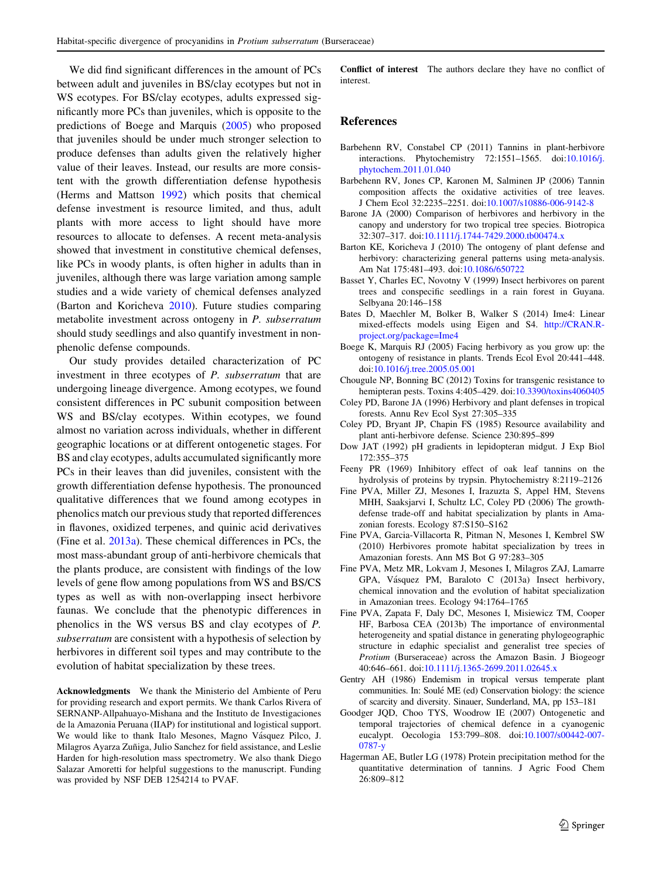We did find significant differences in the amount of PCs between adult and juveniles in BS/clay ecotypes but not in WS ecotypes. For BS/clay ecotypes, adults expressed significantly more PCs than juveniles, which is opposite to the predictions of Boege and Marquis (2005) who proposed that juveniles should be under much stronger selection to produce defenses than adults given the relatively higher value of their leaves. Instead, our results are more consistent with the growth differentiation defense hypothesis (Herms and Mattson 1992) which posits that chemical defense investment is resource limited, and thus, adult plants with more access to light should have more resources to allocate to defenses. A recent meta-analysis showed that investment in constitutive chemical defenses, like PCs in woody plants, is often higher in adults than in juveniles, although there was large variation among sample studies and a wide variety of chemical defenses analyzed (Barton and Koricheva 2010). Future studies comparing metabolite investment across ontogeny in *P. subserratum* should study seedlings and also quantify investment in non-phenolic defense compounds.

Our study provides detailed characterization of PC investment in three ecotypes of *P. subserratum* that are undergoing lineage divergence. Among ecotypes, we found consistent differences in PC subunit composition between WS and BS/clay ecotypes. Within ecotypes, we found almost no variation across individuals, whether in different geographic locations or at different ontogenetic stages. For BS and clay ecotypes, adults accumulated significantly more PCs in their leaves than did juveniles, consistent with the growth differentiation defense hypothesis. The pronounced qualitative differences that we found among ecotypes in phenolics match our previous study that reported differences in flavones, oxidized terpenes, and quinic acid derivatives (Fine et al. 2013a). These chemical differences in PCs, the most mass-abundant group of anti-herbivore chemicals that the plants produce, are consistent with findings of the low levels of gene flow among populations from WS and BS/CS types as well as with non-overlapping insect herbivore faunas. We conclude that the phenotypic differences in phenolics in the WS versus BS and clay ecotypes of *P. subserratum* are consistent with a hypothesis of selection by herbivores in different soil types and may contribute to the evolution of habitat specialization by these trees.

**Acknowledgments** We thank the Ministerio del Ambiente of Peru for providing research and export permits. We thank Carlos Rivera of SERNANP-Allpahuayo-Mishana and the Instituto de Investigaciones de la Amazonia Peruana (IIAP) for institutional and logistical support. We would like to thank Italo Mesones, Magno Vásquez Pilco, J. Milagros Ayarza Zuñiga, Julio Sanchez for field assistance, and Leslie Harden for high-resolution mass spectrometry. We also thank Diego Salazar Amoretti for helpful suggestions to the manuscript. Funding was provided by NSF DEB 1254214 to PVAF.

**Conflict of interest** The authors declare they have no conflict of interest.

## References

Barbehenn RV, Constabel CP (2011) Tannins in plant-herbivore interactions. Phytochemistry 72:1551–1565. doi:10.1016/j.phytochem.2011.01.040

Barbehenn RV, Jones CP, Karonen M, Salminen JP (2006) Tannin composition affects the oxidative activities of tree leaves. J Chem Ecol 32:2235–2251. doi:10.1007/s10886-006-9142-8

Barone JA (2000) Comparison of herbivores and herbivory in the canopy and understory for two tropical tree species. Biotropica 32:307–317. doi:10.1111/j.1744-7429.2000.tb00474.x

Barton KE, Koricheva J (2010) The ontogeny of plant defense and herbivory: characterizing general patterns using meta-analysis. Am Nat 175:481–493. doi:10.1086/650722

Basset Y, Charles EC, Novotny V (1999) Insect herbivores on parent trees and conspecific seedlings in a rain forest in Guyana. Selbyana 20:146–158

Bates D, Maechler M, Bolker B, Walker S (2014) lme4: Linear mixed-effects models using Eigen and S4. http://CRAN.R-project.org/package=lme4

Boege K, Marquis RJ (2005) Facing herbivory as you grow up: the ontogeny of resistance in plants. Trends Ecol Evol 20:441–448. doi:10.1016/j.tree.2005.05.001

Chougule NP, Bonning BC (2012) Toxins for transgenic resistance to hemipteran pests. Toxins 4:405–429. doi:10.3390/toxins4060405

Coley PD, Barone JA (1996) Herbivory and plant defenses in tropical forests. Annu Rev Ecol Syst 27:305–335

Coley PD, Bryant JP, Chapin FS (1985) Resource availability and plant anti-herbivore defense. Science 230:895–899

Dow JAT (1992) pH gradients in lepidopteran midgut. J Exp Biol 172:355–375

Feeny PR (1969) Inhibitory effect of oak leaf tannins on the hydrolysis of proteins by trypsin. Phytochemistry 8:2119–2126

Fine PVA, Miller ZJ, Mesones I, Irazuzta S, Appel HM, Stevens MHH, Saaksjarvi I, Schultz LC, Coley PD (2006) The growth-defense trade-off and habitat specialization by plants in Amazonian forests. Ecology 87:S150–S162

Fine PVA, Garcia-Villacorta R, Pitman N, Mesones I, Kembrel SW (2010) Herbivores promote habitat specialization by trees in Amazonian forests. Ann MS Bot G 97:283–305

Fine PVA, Metz MR, Lokvam J, Mesones I, Milagros ZAJ, Lamarre GPA, Vásquez PM, Baraloto C (2013a) Insect herbivory, chemical innovation and the evolution of habitat specialization in Amazonian trees. Ecology 94:1764–1765

Fine PVA, Zapata F, Daly DC, Mesones I, Misiewicz TM, Cooper HF, Barbosa CEA (2013b) The importance of environmental heterogeneity and spatial distance in generating phylogeographic structure in edaphic specialist and generalist tree species of *Protium* (Burseraceae) across the Amazon Basin. J Biogeogr 40:646–661. doi:10.1111/j.1365-2699.2011.02645.x

Gentry AH (1986) Endemism in tropical versus temperate plant communities. In: Soulé ME (ed) Conservation biology: the science of scarcity and diversity. Sinauer, Sunderland, MA, pp 153–181

Goodger JQD, Choo TYS, Woodrow IE (2007) Ontogenetic and temporal trajectories of chemical defence in a cyanogenic eucalypt. Oecologia 153:799–808. doi:10.1007/s00442-007-0787-y

Hagerman AE, Butler LG (1978) Protein precipitation method for the quantitative determination of tannins. J Agric Food Chem 26:809–812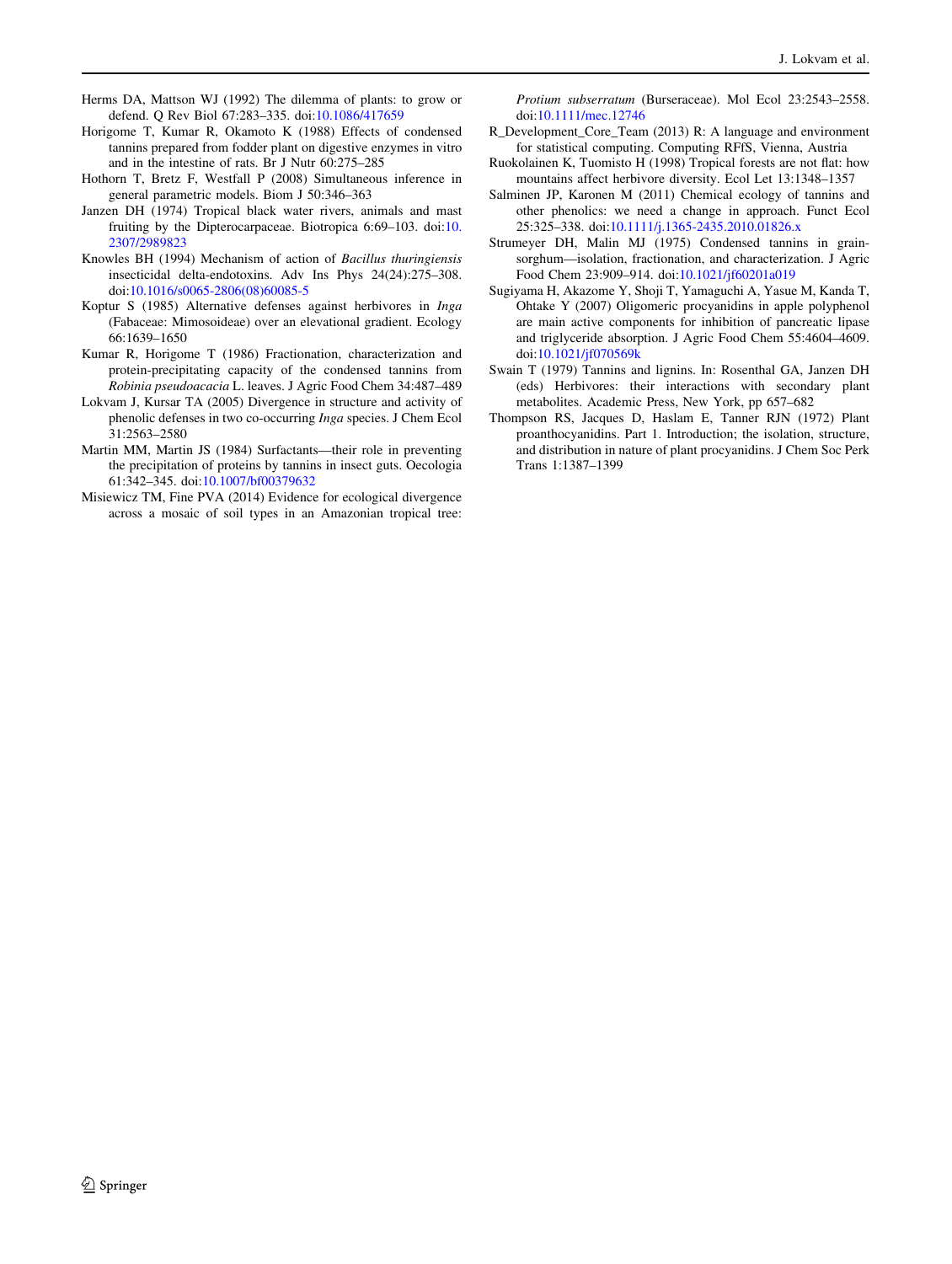Herms DA, Mattson WJ (1992) The dilemma of plants: to grow or defend. Q Rev Biol 67:283–335. doi:10.1086/417659

Horigome T, Kumar R, Okamoto K (1988) Effects of condensed tannins prepared from fodder plant on digestive enzymes in vitro and in the intestine of rats. Br J Nutr 60:275–285

Hothorn T, Bretz F, Westfall P (2008) Simultaneous inference in general parametric models. Biom J 50:346–363

Janzen DH (1974) Tropical black water rivers, animals and mast fruiting by the Dipterocarpaceae. Biotropica 6:69–103. doi:10.2307/2989823

Knowles BH (1994) Mechanism of action of *Bacillus thuringiensis* insecticidal delta-endotoxins. Adv Ins Phys 24(24):275–308. doi:10.1016/s0065-2806(08)60085-5

Koptur S (1985) Alternative defenses against herbivores in *Inga* (Fabaceae: Mimosoideae) over an elevational gradient. Ecology 66:1639–1650

Kumar R, Horigome T (1986) Fractionation, characterization and protein-precipitating capacity of the condensed tannins from *Robinia pseudoacacia* L. leaves. J Agric Food Chem 34:487–489

Lokvam J, Kursar TA (2005) Divergence in structure and activity of phenolic defenses in two co-occurring *Inga* species. J Chem Ecol 31:2563–2580

Martin MM, Martin JS (1984) Surfactants—their role in preventing the precipitation of proteins by tannins in insect guts. Oecologia 61:342–345. doi:10.1007/bf00379632

Misiewicz TM, Fine PVA (2014) Evidence for ecological divergence across a mosaic of soil types in an Amazonian tropical tree: *Protium subserratum* (Burseraceae). Mol Ecol 23:2543–2558. doi:10.1111/mec.12746

R_Development_Core_Team (2013) R: A language and environment for statistical computing. Computing RFfS, Vienna, Austria

Ruokolainen K, Tuomisto H (1998) Tropical forests are not flat: how mountains affect herbivore diversity. Ecol Let 13:1348–1357

Salminen JP, Karonen M (2011) Chemical ecology of tannins and other phenolics: we need a change in approach. Funct Ecol 25:325–338. doi:10.1111/j.1365-2435.2010.01826.x

Strumeyer DH, Malin MJ (1975) Condensed tannins in grain-sorghum—isolation, fractionation, and characterization. J Agric Food Chem 23:909–914. doi:10.1021/jf60201a019

Sugiyama H, Akazome Y, Shoji T, Yamaguchi A, Yasue M, Kanda T, Ohtake Y (2007) Oligomeric procyanidins in apple polyphenol are main active components for inhibition of pancreatic lipase and triglyceride absorption. J Agric Food Chem 55:4604–4609. doi:10.1021/jf070569k

Swain T (1979) Tannins and lignins. In: Rosenthal GA, Janzen DH (eds) Herbivores: their interactions with secondary plant metabolites. Academic Press, New York, pp 657–682

Thompson RS, Jacques D, Haslam E, Tanner RJN (1972) Plant proanthocyanidins. Part 1. Introduction; the isolation, structure, and distribution in nature of plant procyanidins. J Chem Soc Perk Trans 1:1387–1399